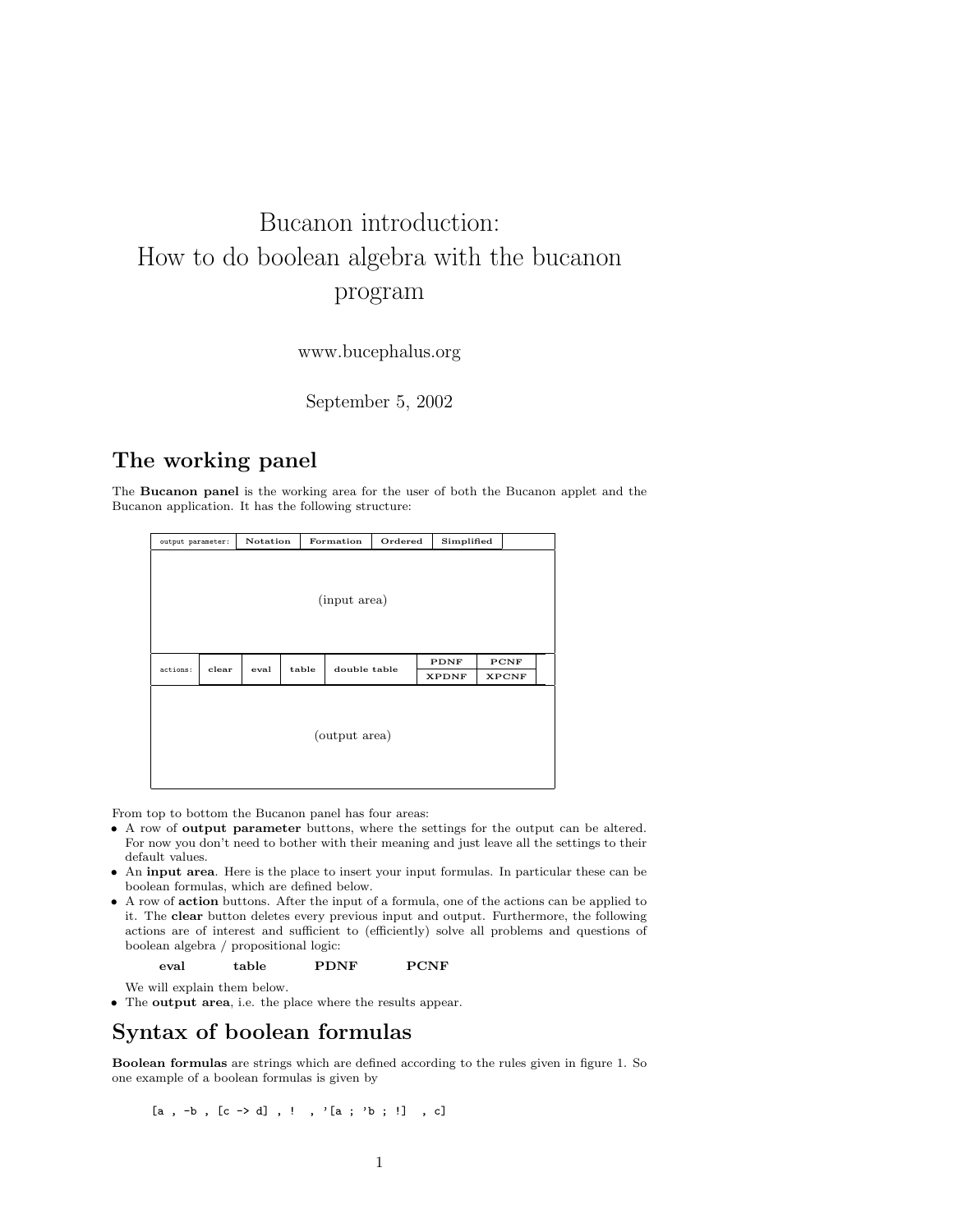# Bucanon introduction: How to do boolean algebra with the bucanon program

www.bucephalus.org

September 5, 2002

## The working panel

The **Bucanon panel** is the working area for the user of both the Bucanon applet and the Bucanon application. It has the following structure:

| output parameter: | Notation | Formation | Ordered | Simplified | |
|---|---|---|---|---|---|
| | | (input area) | | | |
| actions: | clear | eval | table | double table | PDNF / XPDNF | PCNF / XPCNF |
| | | (output area) | | | |

From top to bottom the Bucanon panel has four areas:

- A row of **output parameter** buttons, where the settings for the output can be altered. For now you don't need to bother with their meaning and just leave all the settings to their default values.
- An **input area**. Here is the place to insert your input formulas. In particular these can be boolean formulas, which are defined below.
- A row of **action** buttons. After the input of a formula, one of the actions can be applied to it. The **clear** button deletes every previous input and output. Furthermore, the following actions are of interest and sufficient to (efficiently) solve all problems and questions of boolean algebra / propositional logic:

  **eval** **table** **PDNF** **PCNF**

  We will explain them below.
- The **output area**, i.e. the place where the results appear.

## Syntax of boolean formulas

**Boolean formulas** are strings which are defined according to the rules given in figure 1. So one example of a boolean formulas is given by

```
[a , -b , [c -> d] , !  , '[a ; 'b ; !]  , c]
```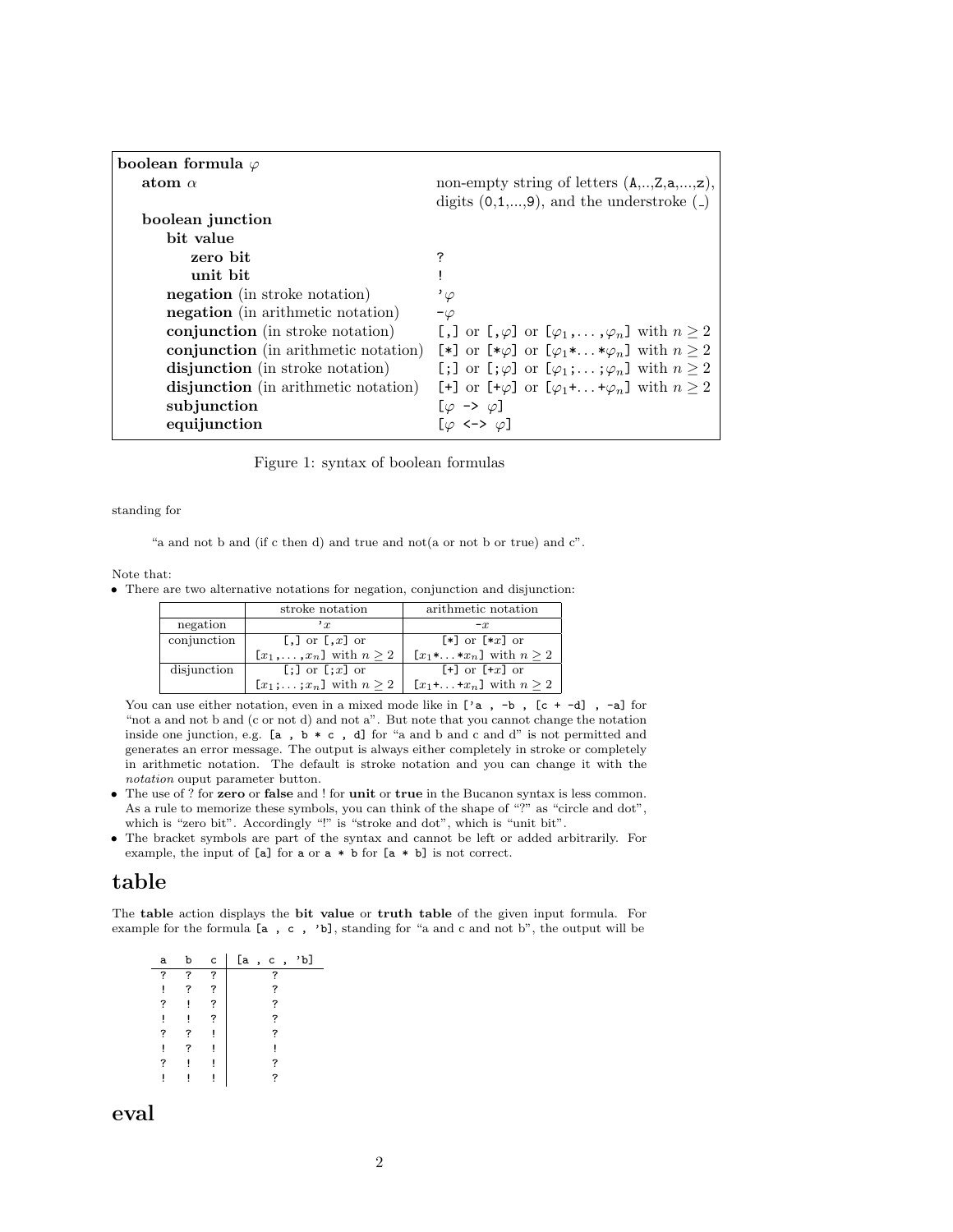| **boolean formula** $\varphi$ | |
|---|---|
| **atom** $\alpha$ | non-empty string of letters (A,..,Z,a,...,z), digits (0,1,...,9), and the understroke (_) |
| **boolean junction** | |
| **bit value** | |
| **zero bit** | ? |
| **unit bit** | ! |
| **negation** (in stroke notation) | '$\varphi$ |
| **negation** (in arithmetic notation) | -$\varphi$ |
| **conjunction** (in stroke notation) | [,] or [,$\varphi$] or [$\varphi_1$,...,$\varphi_n$] with $n \geq 2$ |
| **conjunction** (in arithmetic notation) | [*] or [*$\varphi$] or [$\varphi_1$*...*$\varphi_n$] with $n \geq 2$ |
| **disjunction** (in stroke notation) | [;] or [;$\varphi$] or [$\varphi_1$;...;$\varphi_n$] with $n \geq 2$ |
| **disjunction** (in arithmetic notation) | [+] or [+$\varphi$] or [$\varphi_1$+...+$\varphi_n$] with $n \geq 2$ |
| **subjunction** | [$\varphi$ -> $\varphi$] |
| **equijunction** | [$\varphi$ <-> $\varphi$] |

Figure 1: syntax of boolean formulas

standing for

> "a and not b and (if c then d) and true and not(a or not b or true) and c".

Note that:

- There are two alternative notations for negation, conjunction and disjunction:

| | stroke notation | arithmetic notation |
|---|---|---|
| negation | '$x$ | -$x$ |
| conjunction | [,] or [,$x$] or [$x_1$,...,$x_n$] with $n \geq 2$ | [*] or [*$x$] or [$x_1$*...*$x_n$] with $n \geq 2$ |
| disjunction | [;] or [;$x$] or [$x_1$;...;$x_n$] with $n \geq 2$ | [+] or [+$x$] or [$x_1$+...+$x_n$] with $n \geq 2$ |

  You can use either notation, even in a mixed mode like in `['a , -b , [c + -d] , -a]` for "not a and not b and (c or not d) and not a". But note that you cannot change the notation inside one junction, e.g. `[a , b * c , d]` for "a and b and c and d" is not permitted and generates an error message. The output is always either completely in stroke or completely in arithmetic notation. The default is stroke notation and you can change it with the *notation* ouput parameter button.
- The use of ? for **zero** or **false** and ! for **unit** or **true** in the Bucanon syntax is less common. As a rule to memorize these symbols, you can think of the shape of "?" as "circle and dot", which is "zero bit". Accordingly "!" is "stroke and dot", which is "unit bit".
- The bracket symbols are part of the syntax and cannot be left or added arbitrarily. For example, the input of `[a]` for `a` or `a * b` for `[a * b]` is not correct.

## table

The **table** action displays the **bit value** or **truth table** of the given input formula. For example for the formula `[a , c , 'b]`, standing for "a and c and not b", the output will be

| a | b | c | [a , c , 'b] |
|---|---|---|---|
| ? | ? | ? | ? |
| ! | ? | ? | ? |
| ? | ! | ? | ? |
| ! | ! | ? | ? |
| ? | ? | ! | ? |
| ! | ? | ! | ! |
| ? | ! | ! | ? |
| ! | ! | ! | ? |

## eval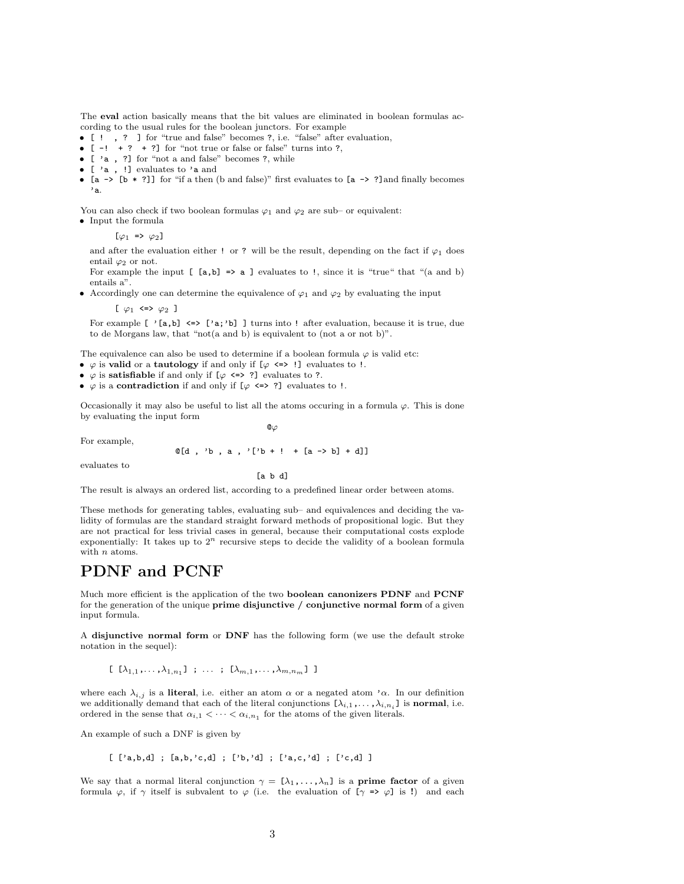The **eval** action basically means that the bit values are eliminated in boolean formulas according to the usual rules for the boolean junctors. For example

- `[ ! , ? ]` for "true and false" becomes `?`, i.e. "false" after evaluation,
- `[ -! + ? + ?]` for "not true or false or false" turns into `?`,
- `[ 'a , ?]` for "not a and false" becomes `?`, while
- `[ 'a , !]` evaluates to `'a` and
- `[a -> [b * ?]]` for "if a then (b and false)" first evaluates to `[a -> ?]` and finally becomes `'a`.

You can also check if two boolean formulas $\varphi_1$ and $\varphi_2$ are sub– or equivalent:

- Input the formula

  `[`$\varphi_1$ `=>` $\varphi_2$`]`

  and after the evaluation either `!` or `?` will be the result, depending on the fact if $\varphi_1$ does entail $\varphi_2$ or not.
  For example the input `[ [a,b] => a ]` evaluates to `!`, since it is "true" that "(a and b) entails a".
- Accordingly one can determine the equivalence of $\varphi_1$ and $\varphi_2$ by evaluating the input

  `[` $\varphi_1$ `<=>` $\varphi_2$ `]`

  For example `[ '[a,b] <=> ['a;'b] ]` turns into `!` after evaluation, because it is true, due to de Morgans law, that "not(a and b) is equivalent to (not a or not b)".

The equivalence can also be used to determine if a boolean formula $\varphi$ is valid etc:

- $\varphi$ is **valid** or a **tautology** if and only if `[`$\varphi$ `<=> !]` evaluates to `!`.
- $\varphi$ is **satisfiable** if and only if `[`$\varphi$ `<=> ?]` evaluates to `?`.
- $\varphi$ is a **contradiction** if and only if `[`$\varphi$ `<=> ?]` evaluates to `!`.

Occasionally it may also be useful to list all the atoms occuring in a formula $\varphi$. This is done by evaluating the input form

`@`$\varphi$

For example,

```
@[d , 'b , a , '['b + !  + [a -> b] + d]]
```

evaluates to

```
[a b d]
```

The result is always an ordered list, according to a predefined linear order between atoms.

These methods for generating tables, evaluating sub– and equivalences and deciding the validity of formulas are the standard straight forward methods of propositional logic. But they are not practical for less trivial cases in general, because their computational costs explode exponentially: It takes up to $2^n$ recursive steps to decide the validity of a boolean formula with $n$ atoms.

# PDNF and PCNF

Much more efficient is the application of the two **boolean canonizers PDNF** and **PCNF** for the generation of the unique **prime disjunctive / conjunctive normal form** of a given input formula.

A **disjunctive normal form** or **DNF** has the following form (we use the default stroke notation in the sequel):

`[ [`$\lambda_{1,1}$`,...,`$\lambda_{1,n_1}$`] ; ... ; [`$\lambda_{m,1}$`,...,`$\lambda_{m,n_m}$`] ]`

where each $\lambda_{i,j}$ is a **literal**, i.e. either an atom $\alpha$ or a negated atom `'`$\alpha$. In our definition we additionally demand that each of the literal conjunctions `[`$\lambda_{i,1}$`,...,`$\lambda_{i,n_i}$`]` is **normal**, i.e. ordered in the sense that $\alpha_{i,1} < \cdots < \alpha_{i,n_1}$ for the atoms of the given literals.

An example of such a DNF is given by

```
[ ['a,b,d] ; [a,b,'c,d] ; ['b,'d] ; ['a,c,'d] ; ['c,d] ]
```

We say that a normal literal conjunction $\gamma$ = `[`$\lambda_1$`,...,`$\lambda_n$`]` is a **prime factor** of a given formula $\varphi$, if $\gamma$ itself is subvalent to $\varphi$ (i.e. the evaluation of `[`$\gamma$ `=>` $\varphi$`]` is `!`) and each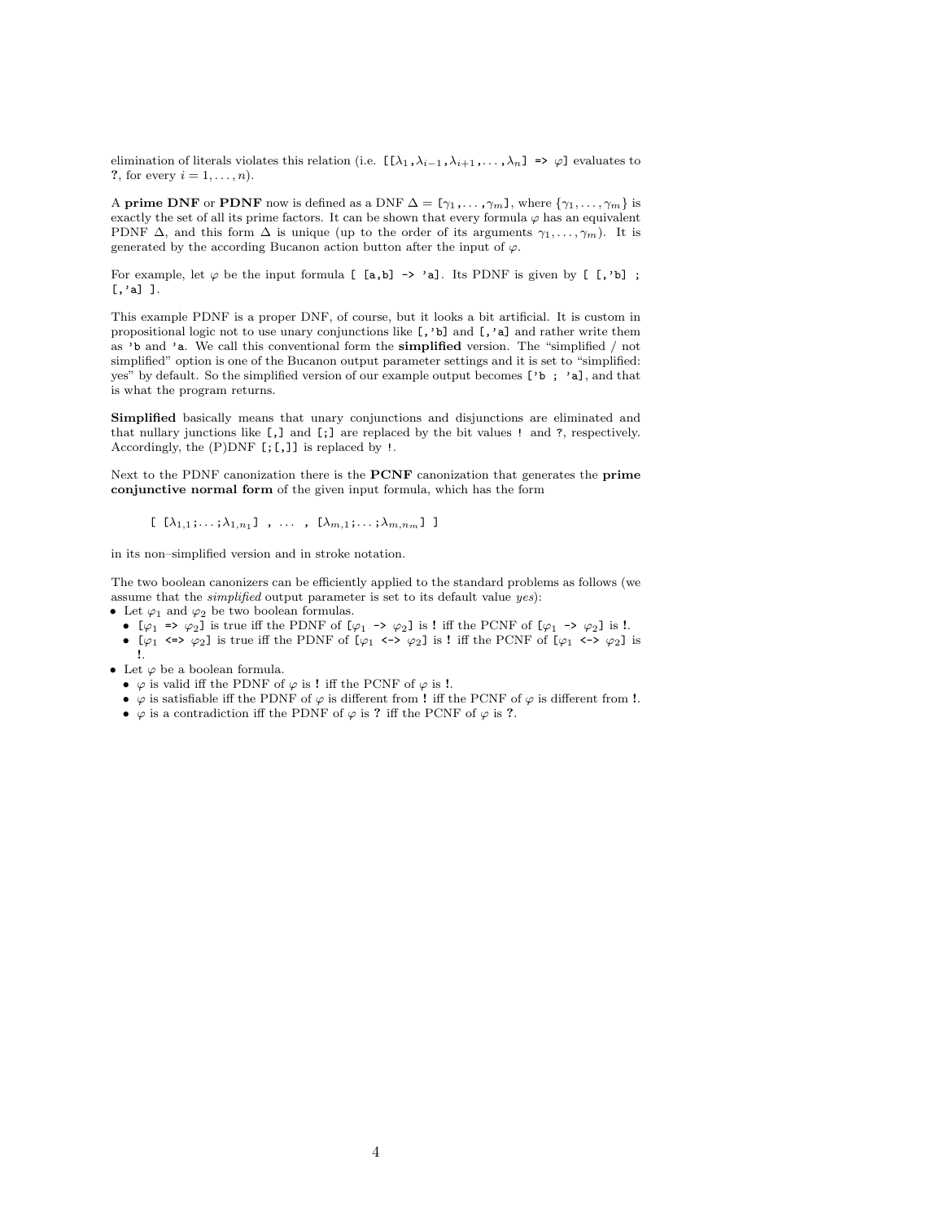elimination of literals violates this relation (i.e. `[[`$\lambda_1$`,`$\lambda_{i-1}$`,`$\lambda_{i+1}$`,...,`$\lambda_n$`] => `$\varphi$`]` evaluates to `?`, for every $i = 1, \ldots, n$).

A **prime DNF** or **PDNF** now is defined as a DNF $\Delta$ = `[`$\gamma_1$`,...,`$\gamma_m$`]`, where $\{\gamma_1, \ldots, \gamma_m\}$ is exactly the set of all its prime factors. It can be shown that every formula $\varphi$ has an equivalent PDNF $\Delta$, and this form $\Delta$ is unique (up to the order of its arguments $\gamma_1, \ldots, \gamma_m$). It is generated by the according Bucanon action button after the input of $\varphi$.

For example, let $\varphi$ be the input formula `[ [a,b] -> 'a]`. Its PDNF is given by `[ [,'b] ; [,'a] ]`.

This example PDNF is a proper DNF, of course, but it looks a bit artificial. It is custom in propositional logic not to use unary conjunctions like `[,'b]` and `[,'a]` and rather write them as `'b` and `'a`. We call this conventional form the **simplified** version. The "simplified / not simplified" option is one of the Bucanon output parameter settings and it is set to "simplified: yes" by default. So the simplified version of our example output becomes `['b ; 'a]`, and that is what the program returns.

**Simplified** basically means that unary conjunctions and disjunctions are eliminated and that nullary junctions like `[,]` and `[;]` are replaced by the bit values `!` and `?`, respectively. Accordingly, the (P)DNF `[;[,]]` is replaced by `!`.

Next to the PDNF canonization there is the **PCNF** canonization that generates the **prime conjunctive normal form** of the given input formula, which has the form

$$[\ [\lambda_{1,1};\ldots;\lambda_{1,n_1}]\ ,\ \ldots\ ,\ [\lambda_{m,1};\ldots;\lambda_{m,n_m}]\ ]$$

in its non–simplified version and in stroke notation.

The two boolean canonizers can be efficiently applied to the standard problems as follows (we assume that the *simplified* output parameter is set to its default value *yes*):

- Let $\varphi_1$ and $\varphi_2$ be two boolean formulas.
  - `[`$\varphi_1$ `=>` $\varphi_2$`]` is true iff the PDNF of `[`$\varphi_1$ `->` $\varphi_2$`]` is **!** iff the PCNF of `[`$\varphi_1$ `->` $\varphi_2$`]` is **!**.
  - `[`$\varphi_1$ `<=>` $\varphi_2$`]` is true iff the PDNF of `[`$\varphi_1$ `<->` $\varphi_2$`]` is **!** iff the PCNF of `[`$\varphi_1$ `<->` $\varphi_2$`]` is **!**.
- Let $\varphi$ be a boolean formula.
  - $\varphi$ is valid iff the PDNF of $\varphi$ is **!** iff the PCNF of $\varphi$ is **!**.
  - $\varphi$ is satisfiable iff the PDNF of $\varphi$ is different from **!** iff the PCNF of $\varphi$ is different from **!**.
  - $\varphi$ is a contradiction iff the PDNF of $\varphi$ is **?** iff the PCNF of $\varphi$ is **?**.